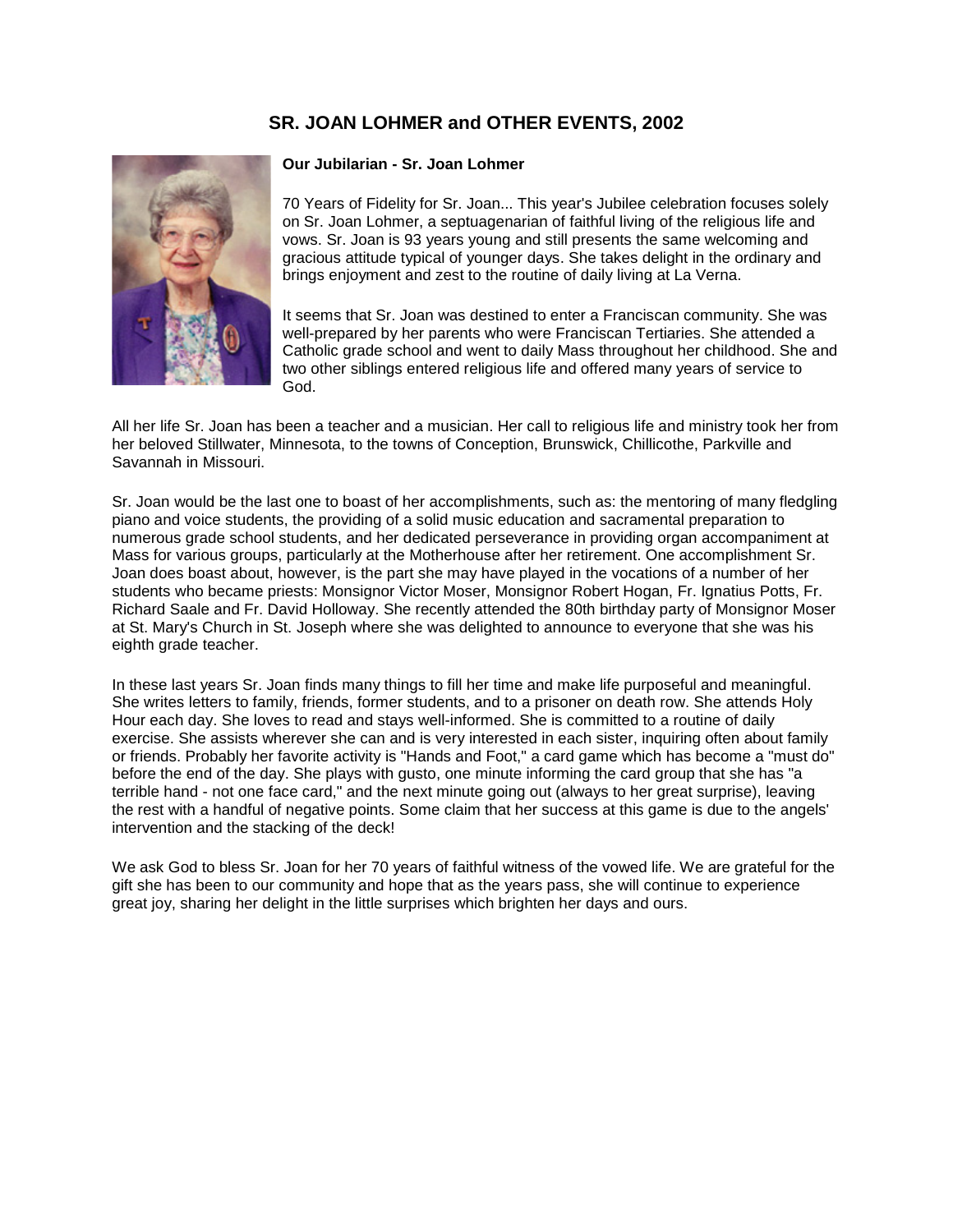# SR. JOAN LOHMER and OTHER EVENTS, 2002

**Our Jubilarian - Sr. Joan Lohmer**

70 Years of Fidelity for Sr. Joan... This year's Jubilee celebration focuses solely on Sr. Joan Lohmer, a septuagenarian of faithful living of the religious life and vows. Sr. Joan is 93 years young and still presents the same welcoming and gracious attitude typical of younger days. She takes delight in the ordinary and brings enjoyment and zest to the routine of daily living at La Verna.

It seems that Sr. Joan was destined to enter a Franciscan community. She was well-prepared by her parents who were Franciscan Tertiaries. She attended a Catholic grade school and went to daily Mass throughout her childhood. She and two other siblings entered religious life and offered many years of service to God.

All her life Sr. Joan has been a teacher and a musician. Her call to religious life and ministry took her from her beloved Stillwater, Minnesota, to the towns of Conception, Brunswick, Chillicothe, Parkville and Savannah in Missouri.

Sr. Joan would be the last one to boast of her accomplishments, such as: the mentoring of many fledgling piano and voice students, the providing of a solid music education and sacramental preparation to numerous grade school students, and her dedicated perseverance in providing organ accompaniment at Mass for various groups, particularly at the Motherhouse after her retirement. One accomplishment Sr. Joan does boast about, however, is the part she may have played in the vocations of a number of her students who became priests: Monsignor Victor Moser, Monsignor Robert Hogan, Fr. Ignatius Potts, Fr. Richard Saale and Fr. David Holloway. She recently attended the 80th birthday party of Monsignor Moser at St. Mary's Church in St. Joseph where she was delighted to announce to everyone that she was his eighth grade teacher.

In these last years Sr. Joan finds many things to fill her time and make life purposeful and meaningful. She writes letters to family, friends, former students, and to a prisoner on death row. She attends Holy Hour each day. She loves to read and stays well-informed. She is committed to a routine of daily exercise. She assists wherever she can and is very interested in each sister, inquiring often about family or friends. Probably her favorite activity is "Hands and Foot," a card game which has become a "must do" before the end of the day. She plays with gusto, one minute informing the card group that she has "a terrible hand - not one face card," and the next minute going out (always to her great surprise), leaving the rest with a handful of negative points. Some claim that her success at this game is due to the angels' intervention and the stacking of the deck!

We ask God to bless Sr. Joan for her 70 years of faithful witness of the vowed life. We are grateful for the gift she has been to our community and hope that as the years pass, she will continue to experience great joy, sharing her delight in the little surprises which brighten her days and ours.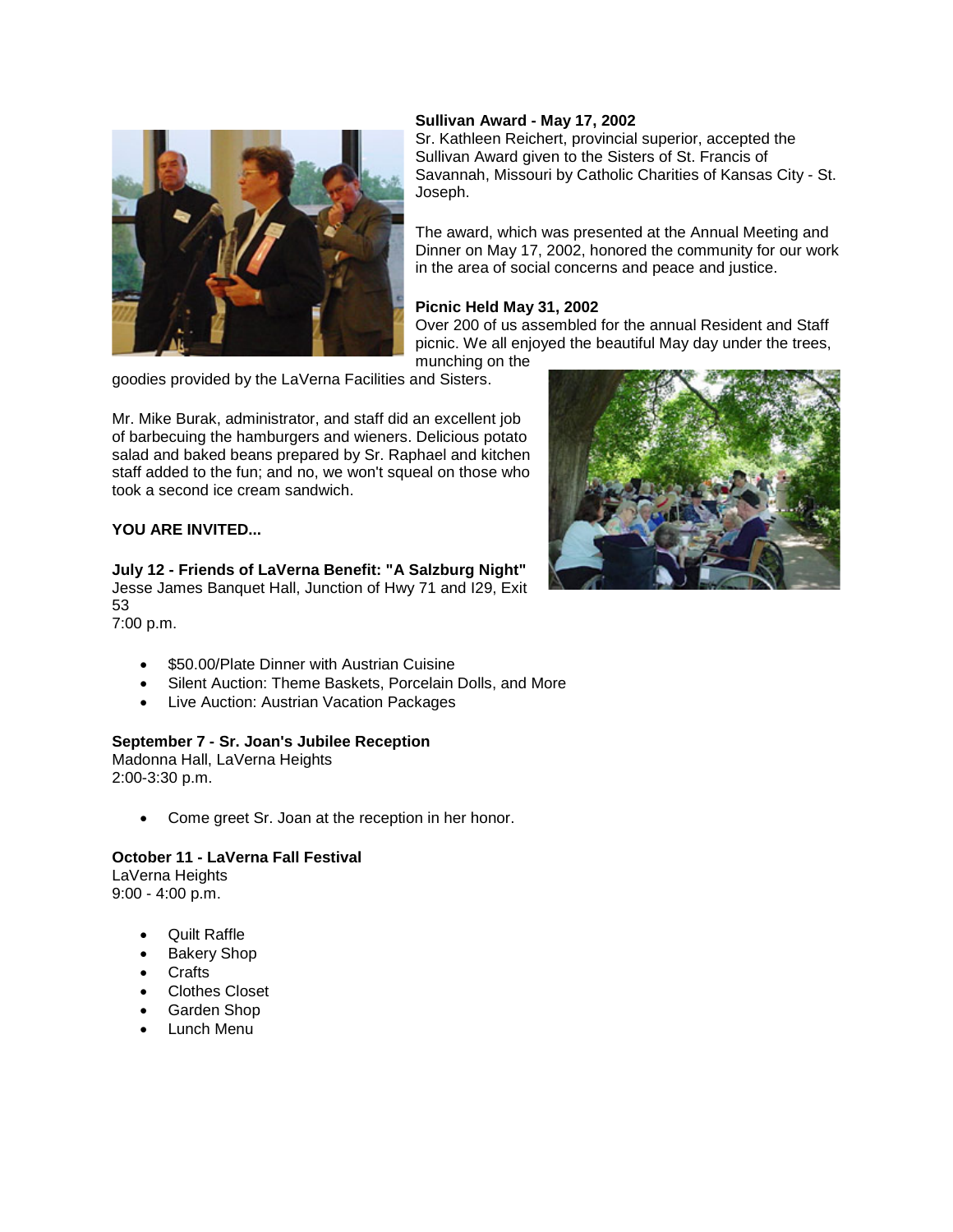**Sullivan Award - May 17, 2002**

Sr. Kathleen Reichert, provincial superior, accepted the Sullivan Award given to the Sisters of St. Francis of Savannah, Missouri by Catholic Charities of Kansas City - St. Joseph.

The award, which was presented at the Annual Meeting and Dinner on May 17, 2002, honored the community for our work in the area of social concerns and peace and justice.

**Picnic Held May 31, 2002**

Over 200 of us assembled for the annual Resident and Staff picnic. We all enjoyed the beautiful May day under the trees, munching on the goodies provided by the LaVerna Facilities and Sisters.

Mr. Mike Burak, administrator, and staff did an excellent job of barbecuing the hamburgers and wieners. Delicious potato salad and baked beans prepared by Sr. Raphael and kitchen staff added to the fun; and no, we won't squeal on those who took a second ice cream sandwich.

**YOU ARE INVITED...**

**July 12 - Friends of LaVerna Benefit: "A Salzburg Night"**
Jesse James Banquet Hall, Junction of Hwy 71 and I29, Exit 53
7:00 p.m.

- $50.00/Plate Dinner with Austrian Cuisine
- Silent Auction: Theme Baskets, Porcelain Dolls, and More
- Live Auction: Austrian Vacation Packages

**September 7 - Sr. Joan's Jubilee Reception**
Madonna Hall, LaVerna Heights
2:00-3:30 p.m.

- Come greet Sr. Joan at the reception in her honor.

**October 11 - LaVerna Fall Festival**
LaVerna Heights
9:00 - 4:00 p.m.

- Quilt Raffle
- Bakery Shop
- Crafts
- Clothes Closet
- Garden Shop
- Lunch Menu